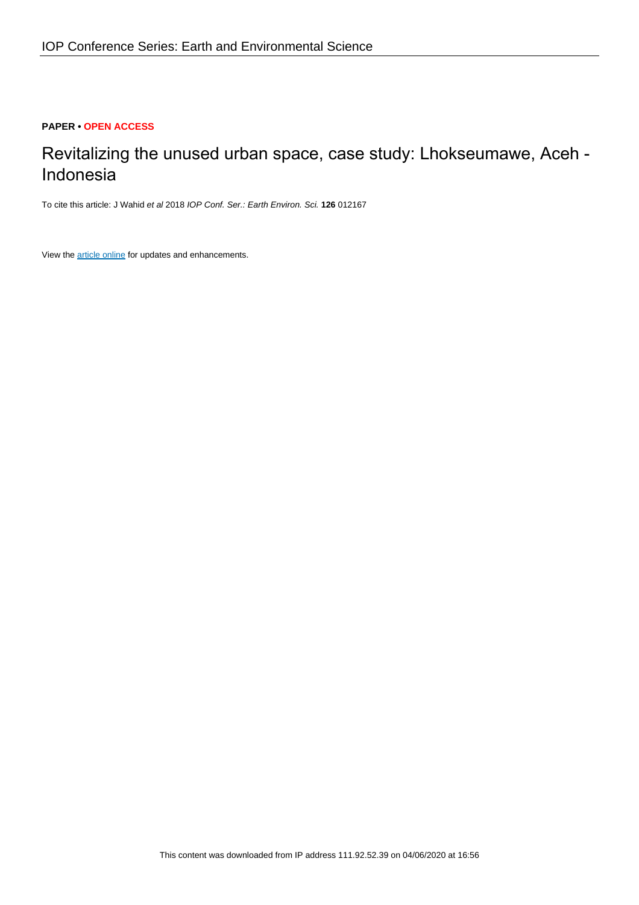**PAPER • OPEN ACCESS**

# Revitalizing the unused urban space, case study: Lhokseumawe, Aceh - Indonesia

To cite this article: J Wahid *et al* 2018 *IOP Conf. Ser.: Earth Environ. Sci.* **126** 012167

View the article online for updates and enhancements.

This content was downloaded from IP address 111.92.52.39 on 04/06/2020 at 16:56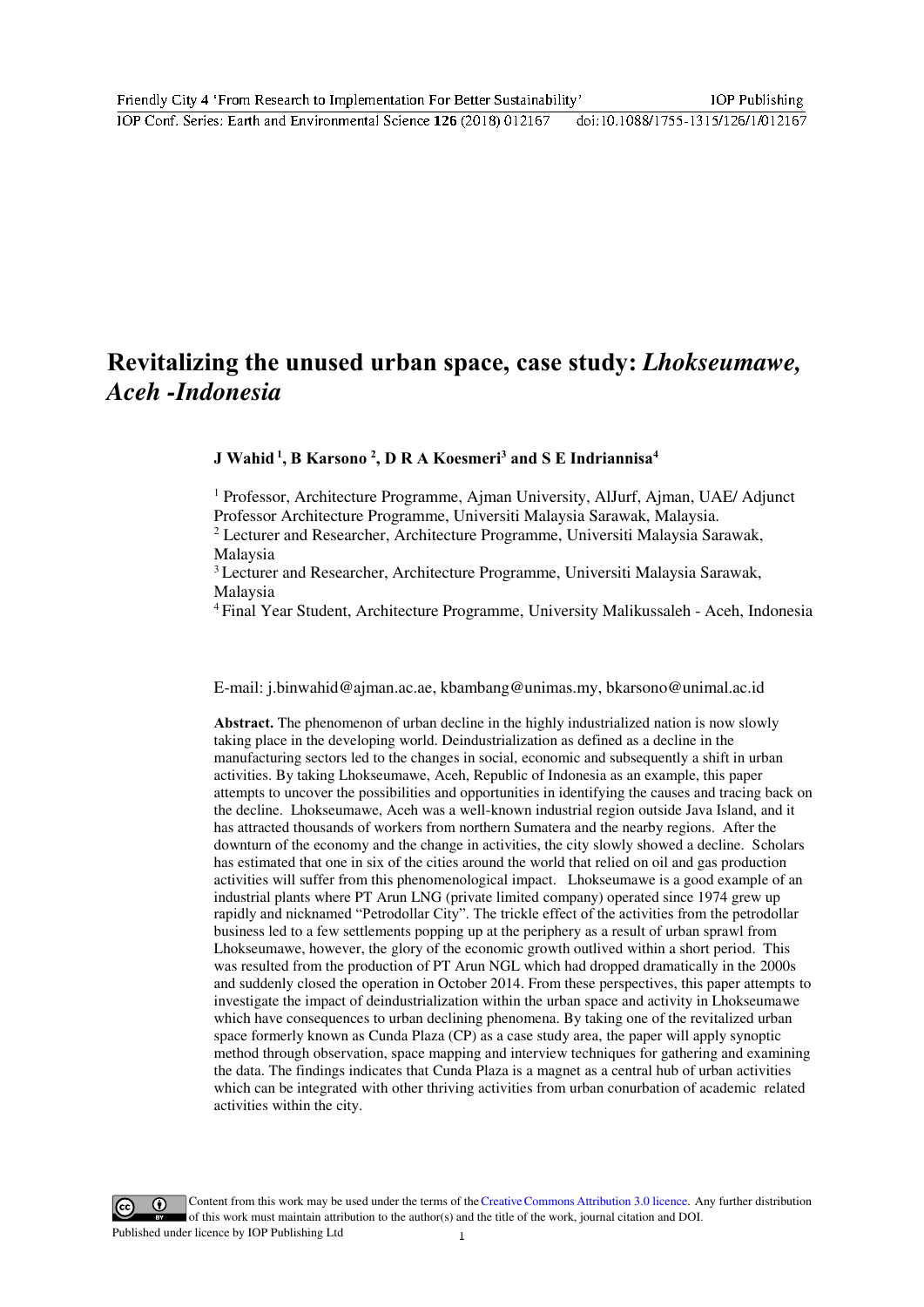# Revitalizing the unused urban space, case study: *Lhokseumawe, Aceh -Indonesia*

**J Wahid [1], B Karsono [2], D R A Koesmeri[3] and S E Indriannisa[4]**

[1] Professor, Architecture Programme, Ajman University, AlJurf, Ajman, UAE/ Adjunct Professor Architecture Programme, Universiti Malaysia Sarawak, Malaysia.
[2] Lecturer and Researcher, Architecture Programme, Universiti Malaysia Sarawak, Malaysia
[3] Lecturer and Researcher, Architecture Programme, Universiti Malaysia Sarawak, Malaysia
[4] Final Year Student, Architecture Programme, University Malikussaleh - Aceh, Indonesia

E-mail: j.binwahid@ajman.ac.ae, kbambang@unimas.my, bkarsono@unimal.ac.id

**Abstract.** The phenomenon of urban decline in the highly industrialized nation is now slowly taking place in the developing world. Deindustrialization as defined as a decline in the manufacturing sectors led to the changes in social, economic and subsequently a shift in urban activities. By taking Lhokseumawe, Aceh, Republic of Indonesia as an example, this paper attempts to uncover the possibilities and opportunities in identifying the causes and tracing back on the decline. Lhokseumawe, Aceh was a well-known industrial region outside Java Island, and it has attracted thousands of workers from northern Sumatera and the nearby regions. After the downturn of the economy and the change in activities, the city slowly showed a decline. Scholars has estimated that one in six of the cities around the world that relied on oil and gas production activities will suffer from this phenomenological impact. Lhokseumawe is a good example of an industrial plants where PT Arun LNG (private limited company) operated since 1974 grew up rapidly and nicknamed "Petrodollar City". The trickle effect of the activities from the petrodollar business led to a few settlements popping up at the periphery as a result of urban sprawl from Lhokseumawe, however, the glory of the economic growth outlived within a short period. This was resulted from the production of PT Arun NGL which had dropped dramatically in the 2000s and suddenly closed the operation in October 2014. From these perspectives, this paper attempts to investigate the impact of deindustrialization within the urban space and activity in Lhokseumawe which have consequences to urban declining phenomena. By taking one of the revitalized urban space formerly known as Cunda Plaza (CP) as a case study area, the paper will apply synoptic method through observation, space mapping and interview techniques for gathering and examining the data. The findings indicates that Cunda Plaza is a magnet as a central hub of urban activities which can be integrated with other thriving activities from urban conurbation of academic related activities within the city.

Content from this work may be used under the terms of the Creative Commons Attribution 3.0 licence. Any further distribution of this work must maintain attribution to the author(s) and the title of the work, journal citation and DOI.
Published under licence by IOP Publishing Ltd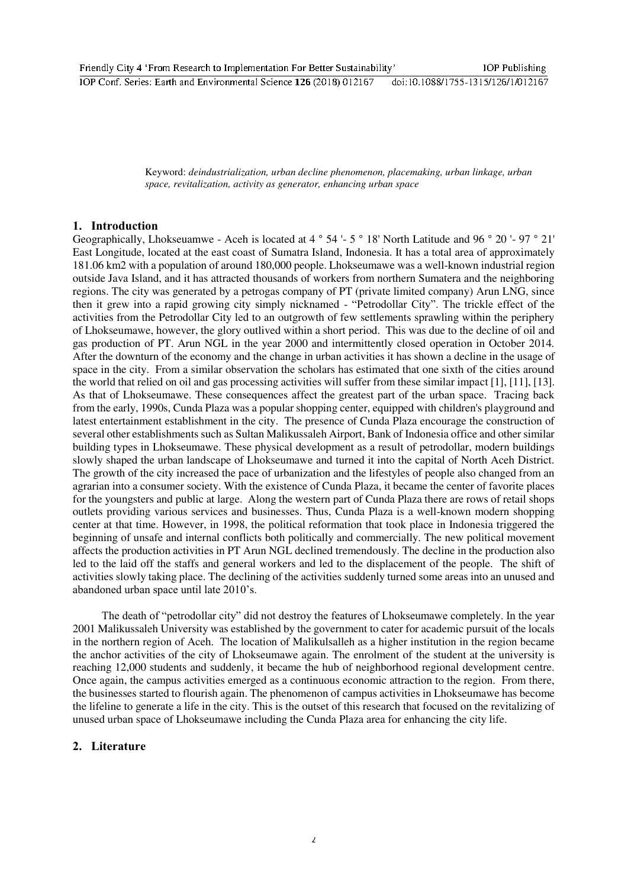Keyword: *deindustrialization, urban decline phenomenon, placemaking, urban linkage, urban space, revitalization, activity as generator, enhancing urban space*

## 1. Introduction

Geographically, Lhokseuamwe - Aceh is located at 4 ° 54 '- 5 ° 18' North Latitude and 96 ° 20 '- 97 ° 21' East Longitude, located at the east coast of Sumatra Island, Indonesia. It has a total area of approximately 181.06 km2 with a population of around 180,000 people. Lhokseumawe was a well-known industrial region outside Java Island, and it has attracted thousands of workers from northern Sumatera and the neighboring regions. The city was generated by a petrogas company of PT (private limited company) Arun LNG, since then it grew into a rapid growing city simply nicknamed - "Petrodollar City". The trickle effect of the activities from the Petrodollar City led to an outgrowth of few settlements sprawling within the periphery of Lhokseumawe, however, the glory outlived within a short period. This was due to the decline of oil and gas production of PT. Arun NGL in the year 2000 and intermittently closed operation in October 2014. After the downturn of the economy and the change in urban activities it has shown a decline in the usage of space in the city. From a similar observation the scholars has estimated that one sixth of the cities around the world that relied on oil and gas processing activities will suffer from these similar impact [1], [11], [13]. As that of Lhokseumawe. These consequences affect the greatest part of the urban space. Tracing back from the early, 1990s, Cunda Plaza was a popular shopping center, equipped with children's playground and latest entertainment establishment in the city. The presence of Cunda Plaza encourage the construction of several other establishments such as Sultan Malikussaleh Airport, Bank of Indonesia office and other similar building types in Lhokseumawe. These physical development as a result of petrodollar, modern buildings slowly shaped the urban landscape of Lhokseumawe and turned it into the capital of North Aceh District. The growth of the city increased the pace of urbanization and the lifestyles of people also changed from an agrarian into a consumer society. With the existence of Cunda Plaza, it became the center of favorite places for the youngsters and public at large. Along the western part of Cunda Plaza there are rows of retail shops outlets providing various services and businesses. Thus, Cunda Plaza is a well-known modern shopping center at that time. However, in 1998, the political reformation that took place in Indonesia triggered the beginning of unsafe and internal conflicts both politically and commercially. The new political movement affects the production activities in PT Arun NGL declined tremendously. The decline in the production also led to the laid off the staffs and general workers and led to the displacement of the people. The shift of activities slowly taking place. The declining of the activities suddenly turned some areas into an unused and abandoned urban space until late 2010's.

The death of "petrodollar city" did not destroy the features of Lhokseumawe completely. In the year 2001 Malikussaleh University was established by the government to cater for academic pursuit of the locals in the northern region of Aceh. The location of Malikulsalleh as a higher institution in the region became the anchor activities of the city of Lhokseumawe again. The enrolment of the student at the university is reaching 12,000 students and suddenly, it became the hub of neighborhood regional development centre. Once again, the campus activities emerged as a continuous economic attraction to the region. From there, the businesses started to flourish again. The phenomenon of campus activities in Lhokseumawe has become the lifeline to generate a life in the city. This is the outset of this research that focused on the revitalizing of unused urban space of Lhokseumawe including the Cunda Plaza area for enhancing the city life.

## 2. Literature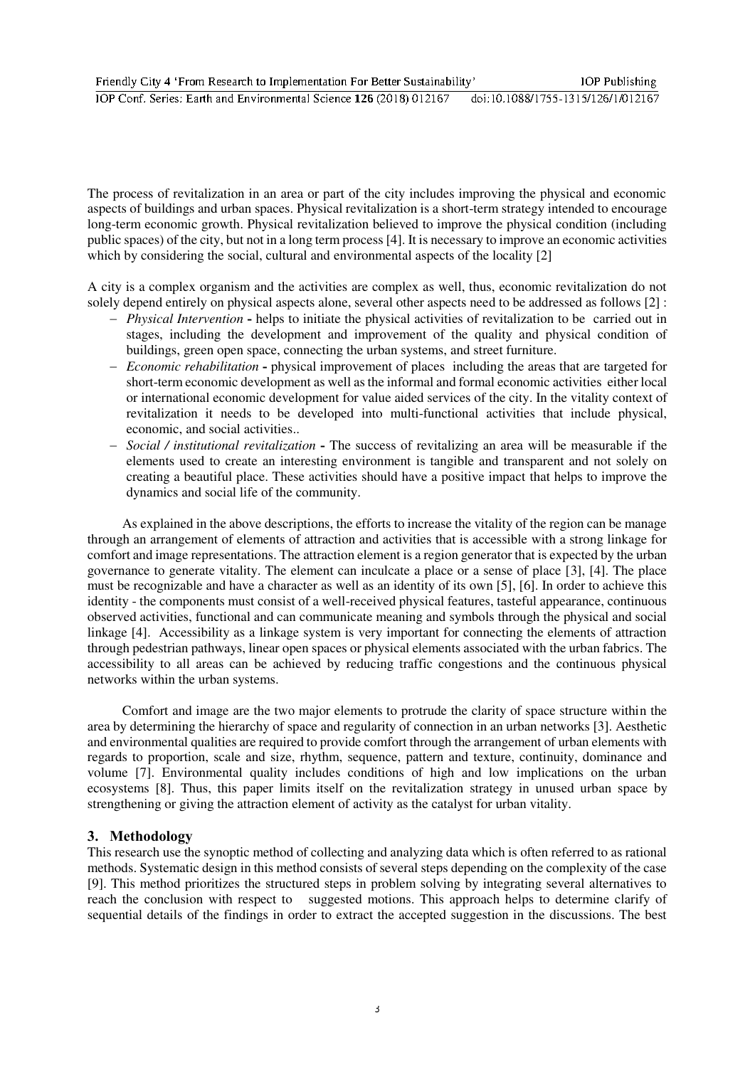The process of revitalization in an area or part of the city includes improving the physical and economic aspects of buildings and urban spaces. Physical revitalization is a short-term strategy intended to encourage long-term economic growth. Physical revitalization believed to improve the physical condition (including public spaces) of the city, but not in a long term process [4]. It is necessary to improve an economic activities which by considering the social, cultural and environmental aspects of the locality [2]

A city is a complex organism and the activities are complex as well, thus, economic revitalization do not solely depend entirely on physical aspects alone, several other aspects need to be addressed as follows [2] :

- *Physical Intervention* **-** helps to initiate the physical activities of revitalization to be carried out in stages, including the development and improvement of the quality and physical condition of buildings, green open space, connecting the urban systems, and street furniture.
- *Economic rehabilitation* **-** physical improvement of places including the areas that are targeted for short-term economic development as well as the informal and formal economic activities either local or international economic development for value aided services of the city. In the vitality context of revitalization it needs to be developed into multi-functional activities that include physical, economic, and social activities..
- *Social / institutional revitalization* **-** The success of revitalizing an area will be measurable if the elements used to create an interesting environment is tangible and transparent and not solely on creating a beautiful place. These activities should have a positive impact that helps to improve the dynamics and social life of the community.

As explained in the above descriptions, the efforts to increase the vitality of the region can be manage through an arrangement of elements of attraction and activities that is accessible with a strong linkage for comfort and image representations. The attraction element is a region generator that is expected by the urban governance to generate vitality. The element can inculcate a place or a sense of place [3], [4]. The place must be recognizable and have a character as well as an identity of its own [5], [6]. In order to achieve this identity - the components must consist of a well-received physical features, tasteful appearance, continuous observed activities, functional and can communicate meaning and symbols through the physical and social linkage [4]. Accessibility as a linkage system is very important for connecting the elements of attraction through pedestrian pathways, linear open spaces or physical elements associated with the urban fabrics. The accessibility to all areas can be achieved by reducing traffic congestions and the continuous physical networks within the urban systems.

Comfort and image are the two major elements to protrude the clarity of space structure within the area by determining the hierarchy of space and regularity of connection in an urban networks [3]. Aesthetic and environmental qualities are required to provide comfort through the arrangement of urban elements with regards to proportion, scale and size, rhythm, sequence, pattern and texture, continuity, dominance and volume [7]. Environmental quality includes conditions of high and low implications on the urban ecosystems [8]. Thus, this paper limits itself on the revitalization strategy in unused urban space by strengthening or giving the attraction element of activity as the catalyst for urban vitality.

## 3. Methodology

This research use the synoptic method of collecting and analyzing data which is often referred to as rational methods. Systematic design in this method consists of several steps depending on the complexity of the case [9]. This method prioritizes the structured steps in problem solving by integrating several alternatives to reach the conclusion with respect to suggested motions. This approach helps to determine clarify of sequential details of the findings in order to extract the accepted suggestion in the discussions. The best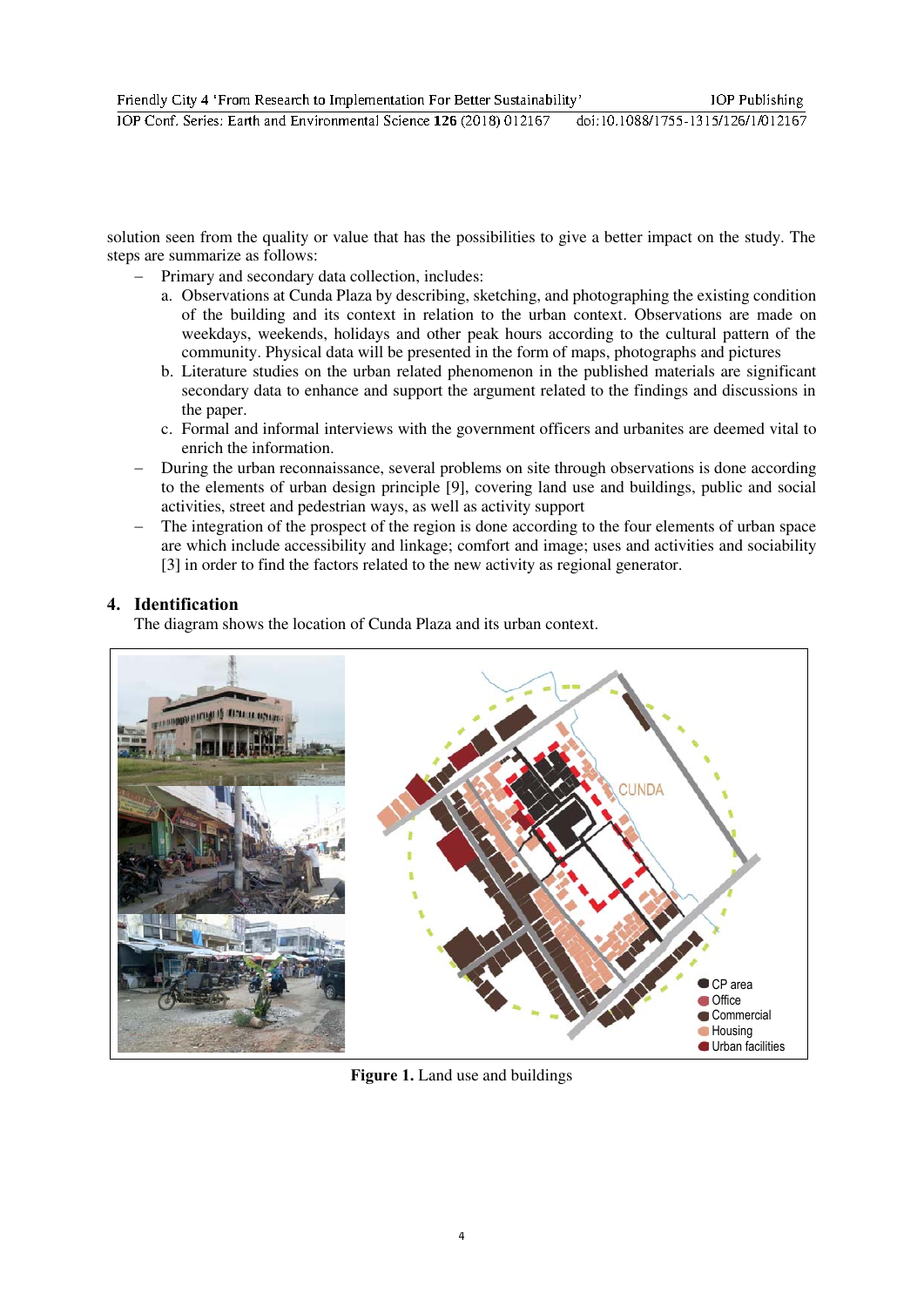solution seen from the quality or value that has the possibilities to give a better impact on the study. The steps are summarize as follows:

- Primary and secondary data collection, includes:
  a. Observations at Cunda Plaza by describing, sketching, and photographing the existing condition of the building and its context in relation to the urban context. Observations are made on weekdays, weekends, holidays and other peak hours according to the cultural pattern of the community. Physical data will be presented in the form of maps, photographs and pictures
  b. Literature studies on the urban related phenomenon in the published materials are significant secondary data to enhance and support the argument related to the findings and discussions in the paper.
  c. Formal and informal interviews with the government officers and urbanites are deemed vital to enrich the information.
- During the urban reconnaissance, several problems on site through observations is done according to the elements of urban design principle [9], covering land use and buildings, public and social activities, street and pedestrian ways, as well as activity support
- The integration of the prospect of the region is done according to the four elements of urban space are which include accessibility and linkage; comfort and image; uses and activities and sociability [3] in order to find the factors related to the new activity as regional generator.

## 4. Identification

The diagram shows the location of Cunda Plaza and its urban context.

CUNDA

CP area
Office
Commercial
Housing
Urban facilities

**Figure 1.** Land use and buildings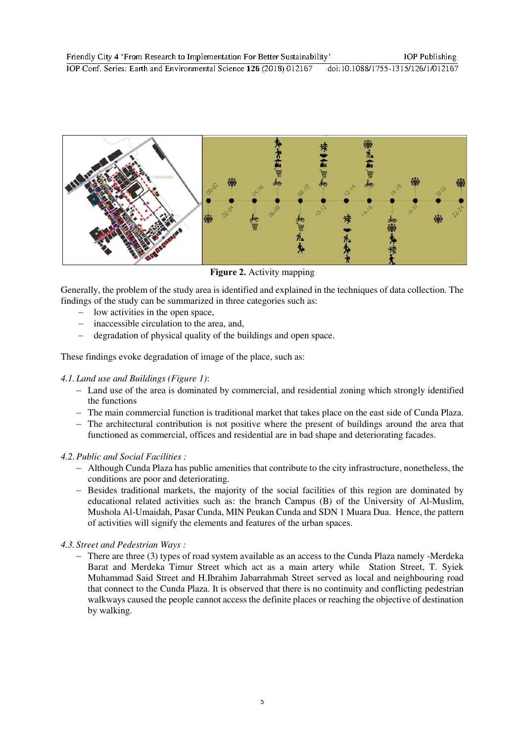CUNDA RIVER

00-02
02-04
04-06
06-08
08-10
10-12
12-14
14-16
16-18
18-20
20-22
22-24

**Figure 2.** Activity mapping

Generally, the problem of the study area is identified and explained in the techniques of data collection. The findings of the study can be summarized in three categories such as:

- low activities in the open space,
- inaccessible circulation to the area, and,
- degradation of physical quality of the buildings and open space.

These findings evoke degradation of image of the place, such as:

*4.1. Land use and Buildings (Figure 1)*:

- Land use of the area is dominated by commercial, and residential zoning which strongly identified the functions
- The main commercial function is traditional market that takes place on the east side of Cunda Plaza.
- The architectural contribution is not positive where the present of buildings around the area that functioned as commercial, offices and residential are in bad shape and deteriorating facades.

*4.2. Public and Social Facilities :*

- Although Cunda Plaza has public amenities that contribute to the city infrastructure, nonetheless, the conditions are poor and deteriorating.
- Besides traditional markets, the majority of the social facilities of this region are dominated by educational related activities such as: the branch Campus (B) of the University of Al-Muslim, Mushola Al-Umaidah, Pasar Cunda, MIN Peukan Cunda and SDN 1 Muara Dua. Hence, the pattern of activities will signify the elements and features of the urban spaces.

*4.3. Street and Pedestrian Ways :*

- There are three (3) types of road system available as an access to the Cunda Plaza namely -Merdeka Barat and Merdeka Timur Street which act as a main artery while Station Street, T. Syiek Muhammad Said Street and H.Ibrahim Jabarrahmah Street served as local and neighbouring road that connect to the Cunda Plaza. It is observed that there is no continuity and conflicting pedestrian walkways caused the people cannot access the definite places or reaching the objective of destination by walking.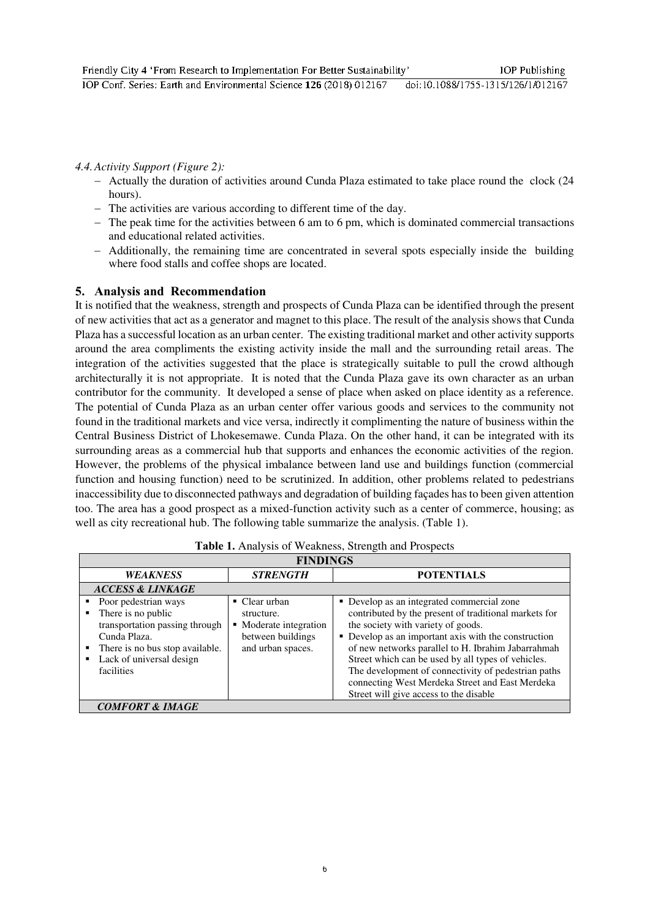*4.4. Activity Support (Figure 2):*

- Actually the duration of activities around Cunda Plaza estimated to take place round the clock (24 hours).
- The activities are various according to different time of the day.
- The peak time for the activities between 6 am to 6 pm, which is dominated commercial transactions and educational related activities.
- Additionally, the remaining time are concentrated in several spots especially inside the building where food stalls and coffee shops are located.

## 5. Analysis and Recommendation

It is notified that the weakness, strength and prospects of Cunda Plaza can be identified through the present of new activities that act as a generator and magnet to this place. The result of the analysis shows that Cunda Plaza has a successful location as an urban center. The existing traditional market and other activity supports around the area compliments the existing activity inside the mall and the surrounding retail areas. The integration of the activities suggested that the place is strategically suitable to pull the crowd although architecturally it is not appropriate. It is noted that the Cunda Plaza gave its own character as an urban contributor for the community. It developed a sense of place when asked on place identity as a reference. The potential of Cunda Plaza as an urban center offer various goods and services to the community not found in the traditional markets and vice versa, indirectly it complimenting the nature of business within the Central Business District of Lhokesemawe. Cunda Plaza. On the other hand, it can be integrated with its surrounding areas as a commercial hub that supports and enhances the economic activities of the region. However, the problems of the physical imbalance between land use and buildings function (commercial function and housing function) need to be scrutinized. In addition, other problems related to pedestrians inaccessibility due to disconnected pathways and degradation of building façades has to been given attention too. The area has a good prospect as a mixed-function activity such as a center of commerce, housing; as well as city recreational hub. The following table summarize the analysis. (Table 1).

**Table 1.** Analysis of Weakness, Strength and Prospects

| **FINDINGS** | | |
|---|---|---|
| ***WEAKNESS*** | ***STRENGTH*** | **POTENTIALS** |
| ***ACCESS & LINKAGE*** | | |
| ▪ Poor pedestrian ways<br>▪ There is no public transportation passing through Cunda Plaza.<br>▪ There is no bus stop available.<br>▪ Lack of universal design facilities | ▪ Clear urban structure.<br>▪ Moderate integration between buildings and urban spaces. | ▪ Develop as an integrated commercial zone contributed by the present of traditional markets for the society with variety of goods.<br>▪ Develop as an important axis with the construction of new networks parallel to H. Ibrahim Jabarrahmah Street which can be used by all types of vehicles. The development of connectivity of pedestrian paths connecting West Merdeka Street and East Merdeka Street will give access to the disable |
| ***COMFORT & IMAGE*** | | |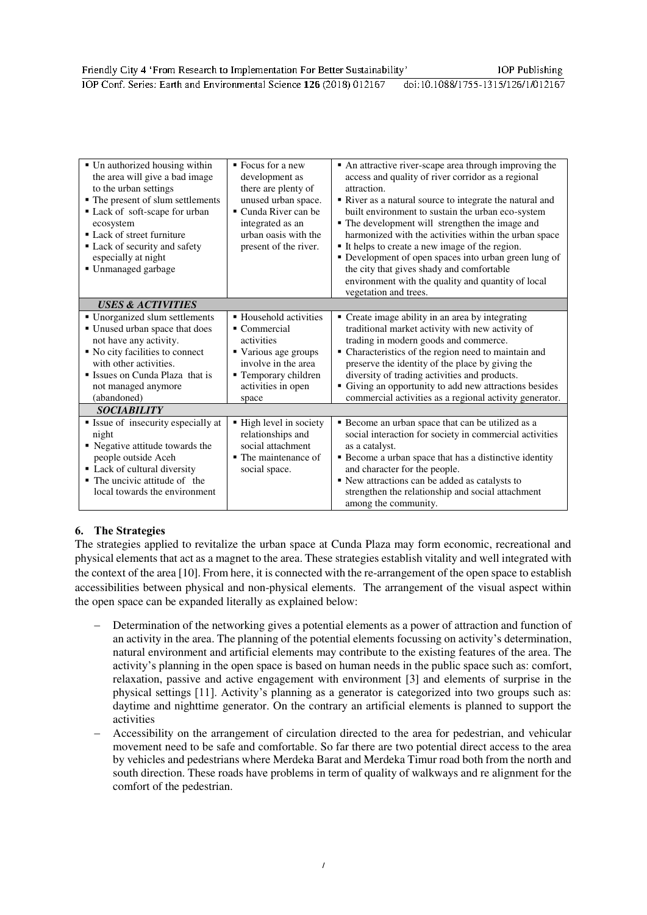| | | |
|---|---|---|
| ▪ Un authorized housing within the area will give a bad image to the urban settings<br>▪ The present of slum settlements<br>▪ Lack of soft-scape for urban ecosystem<br>▪ Lack of street furniture<br>▪ Lack of security and safety especially at night<br>▪ Unmanaged garbage | ▪ Focus for a new development as there are plenty of unused urban space.<br>▪ Cunda River can be integrated as an urban oasis with the present of the river. | ▪ An attractive river-scape area through improving the access and quality of river corridor as a regional attraction.<br>▪ River as a natural source to integrate the natural and built environment to sustain the urban eco-system<br>▪ The development will strengthen the image and harmonized with the activities within the urban space<br>▪ It helps to create a new image of the region.<br>▪ Development of open spaces into urban green lung of the city that gives shady and comfortable environment with the quality and quantity of local vegetation and trees. |
| ***USES & ACTIVITIES*** | | |
| ▪ Unorganized slum settlements<br>▪ Unused urban space that does not have any activity.<br>▪ No city facilities to connect with other activities.<br>▪ Issues on Cunda Plaza that is not managed anymore (abandoned) | ▪ Household activities<br>▪ Commercial activities<br>▪ Various age groups involve in the area<br>▪ Temporary children activities in open space | ▪ Create image ability in an area by integrating traditional market activity with new activity of trading in modern goods and commerce.<br>▪ Characteristics of the region need to maintain and preserve the identity of the place by giving the diversity of trading activities and products.<br>▪ Giving an opportunity to add new attractions besides commercial activities as a regional activity generator. |
| ***SOCIABILITY*** | | |
| ▪ Issue of insecurity especially at night<br>▪ Negative attitude towards the people outside Aceh<br>▪ Lack of cultural diversity<br>▪ The uncivic attitude of the local towards the environment | ▪ High level in society relationships and social attachment<br>▪ The maintenance of social space. | ▪ Become an urban space that can be utilized as a social interaction for society in commercial activities as a catalyst.<br>▪ Become a urban space that has a distinctive identity and character for the people.<br>▪ New attractions can be added as catalysts to strengthen the relationship and social attachment among the community. |

## 6. The Strategies

The strategies applied to revitalize the urban space at Cunda Plaza may form economic, recreational and physical elements that act as a magnet to the area. These strategies establish vitality and well integrated with the context of the area [10]. From here, it is connected with the re-arrangement of the open space to establish accessibilities between physical and non-physical elements. The arrangement of the visual aspect within the open space can be expanded literally as explained below:

- Determination of the networking gives a potential elements as a power of attraction and function of an activity in the area. The planning of the potential elements focussing on activity's determination, natural environment and artificial elements may contribute to the existing features of the area. The activity's planning in the open space is based on human needs in the public space such as: comfort, relaxation, passive and active engagement with environment [3] and elements of surprise in the physical settings [11]. Activity's planning as a generator is categorized into two groups such as: daytime and nighttime generator. On the contrary an artificial elements is planned to support the activities
- Accessibility on the arrangement of circulation directed to the area for pedestrian, and vehicular movement need to be safe and comfortable. So far there are two potential direct access to the area by vehicles and pedestrians where Merdeka Barat and Merdeka Timur road both from the north and south direction. These roads have problems in term of quality of walkways and re alignment for the comfort of the pedestrian.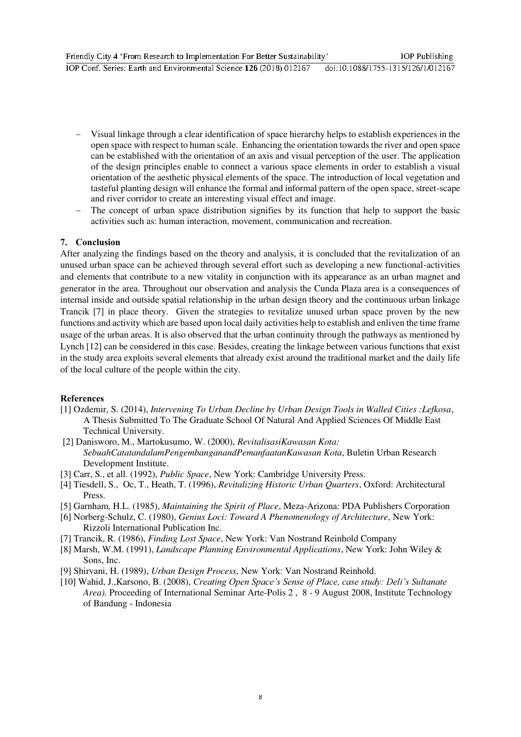- Visual linkage through a clear identification of space hierarchy helps to establish experiences in the open space with respect to human scale. Enhancing the orientation towards the river and open space can be established with the orientation of an axis and visual perception of the user. The application of the design principles enable to connect a various space elements in order to establish a visual orientation of the aesthetic physical elements of the space. The introduction of local vegetation and tasteful planting design will enhance the formal and informal pattern of the open space, street-scape and river corridor to create an interesting visual effect and image.
- The concept of urban space distribution signifies by its function that help to support the basic activities such as: human interaction, movement, communication and recreation.

## 7. Conclusion

After analyzing the findings based on the theory and analysis, it is concluded that the revitalization of an unused urban space can be achieved through several effort such as developing a new functional-activities and elements that contribute to a new vitality in conjunction with its appearance as an urban magnet and generator in the area. Throughout our observation and analysis the Cunda Plaza area is a consequences of internal inside and outside spatial relationship in the urban design theory and the continuous urban linkage Trancik [7] in place theory. Given the strategies to revitalize unused urban space proven by the new functions and activity which are based upon local daily activities help to establish and enliven the time frame usage of the urban areas. It is also observed that the urban continuity through the pathways as mentioned by Lynch [12] can be considered in this case. Besides, creating the linkage between various functions that exist in the study area exploits several elements that already exist around the traditional market and the daily life of the local culture of the people within the city.

## References

[1] Ozdemir, S. (2014), *Intervening To Urban Decline by Urban Design Tools in Walled Cities :Lefkosa*, A Thesis Submitted To The Graduate School Of Natural And Applied Sciences Of Middle East Technical University.

[2] Danisworo, M., Martokusumo, W. (2000), *RevitalisasiKawasan Kota: SebuahCatatandalamPengembanganandPemanfaatanKawasan Kota*, Buletin Urban Research Development Institute.

[3] Carr, S., et all. (1992), *Public Space*, New York: Cambridge University Press.

[4] Tiesdell, S., Oc, T., Heath, T. (1996), *Revitalizing Historic Urban Quarters*, Oxford: Architectural Press.

[5] Garnham, H.L. (1985), *Maintaining the Spirit of Place*, Meza-Arizona: PDA Publishers Corporation

[6] Norberg-Schulz, C. (1980), *Genius Loci: Toward A Phenomenology of Architecture*, New York: Rizzoli International Publication Inc.

[7] Trancik, R. (1986), *Finding Lost Space*, New York: Van Nostrand Reinhold Company

[8] Marsh, W.M. (1991), *Landscape Planning Environmental Applications*, New York: John Wiley & Sons, Inc.

[9] Shirvani, H. (1989), *Urban Design Process*, New York: Van Nostrand Reinhold.

[10] Wahid, J.,Karsono, B. (2008), *Creating Open Space's Sense of Place, case study: Deli's Sultanate Area).* Proceeding of International Seminar Arte-Polis 2 , 8 - 9 August 2008, Institute Technology of Bandung - Indonesia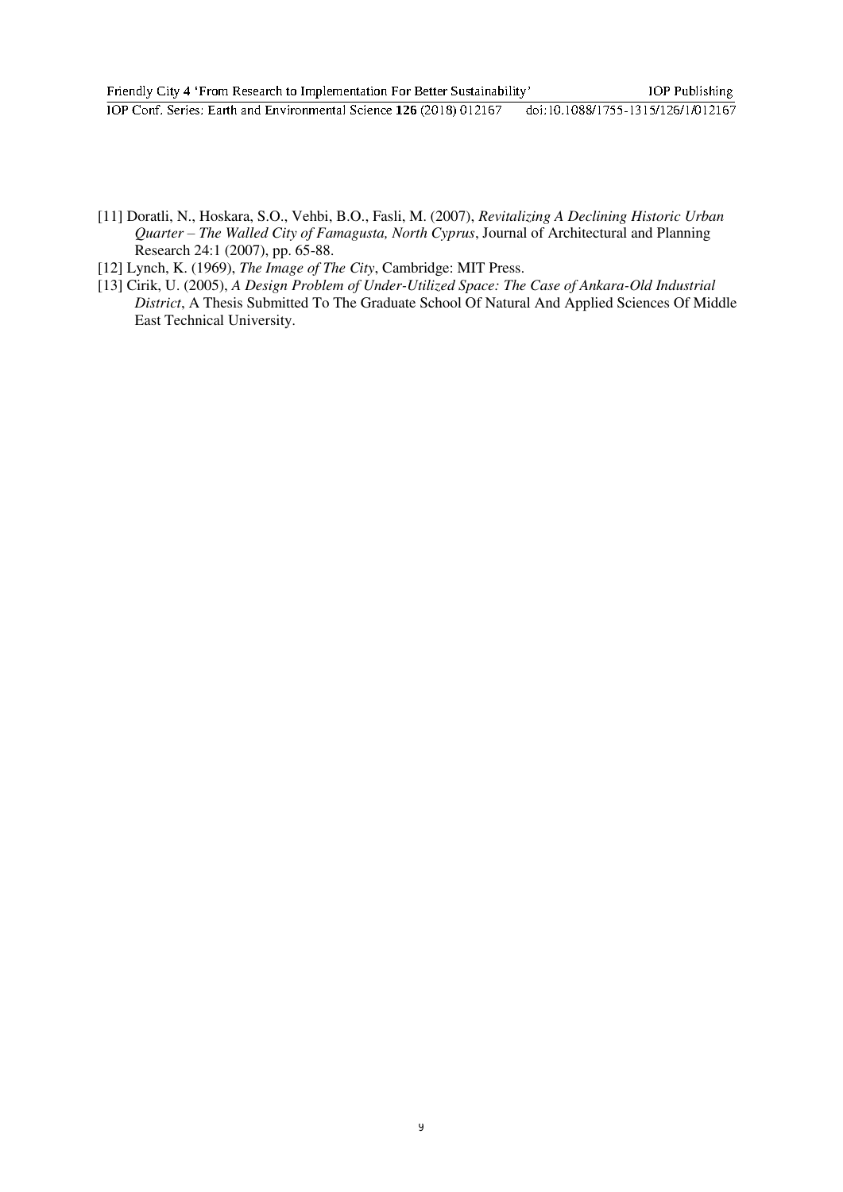[11] Doratli, N., Hoskara, S.O., Vehbi, B.O., Fasli, M. (2007), *Revitalizing A Declining Historic Urban Quarter – The Walled City of Famagusta, North Cyprus*, Journal of Architectural and Planning Research 24:1 (2007), pp. 65-88.

[12] Lynch, K. (1969), *The Image of The City*, Cambridge: MIT Press.

[13] Cirik, U. (2005), *A Design Problem of Under-Utilized Space: The Case of Ankara-Old Industrial District*, A Thesis Submitted To The Graduate School Of Natural And Applied Sciences Of Middle East Technical University.